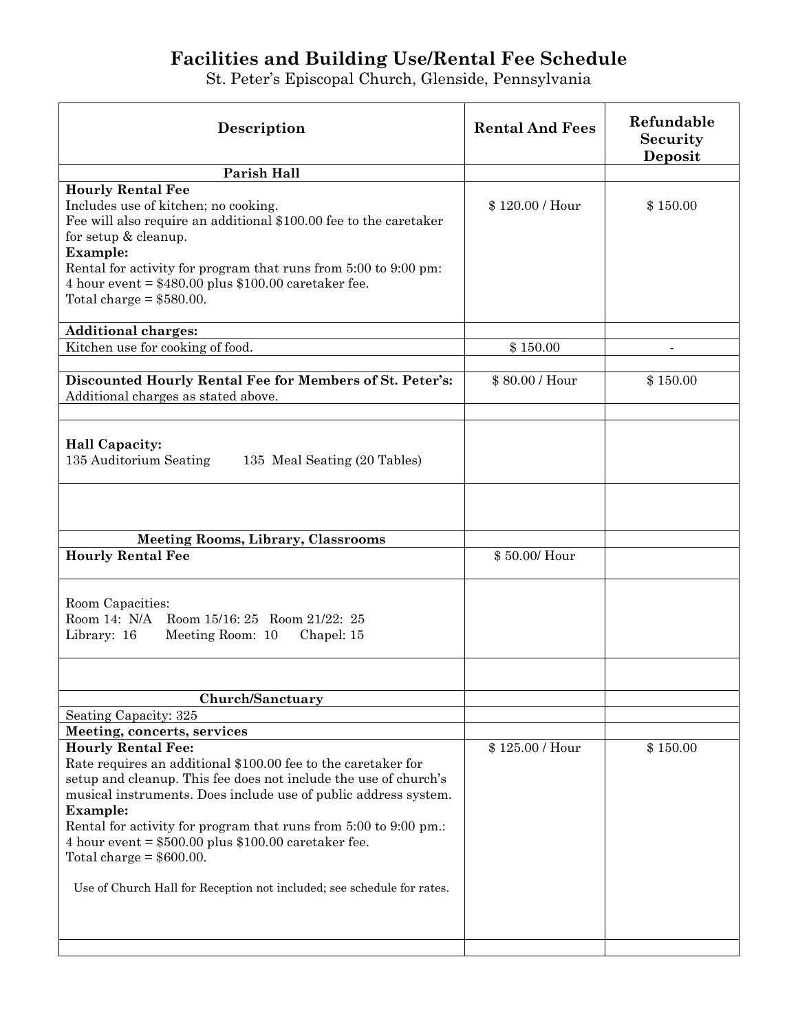# Facilities and Building Use/Rental Fee Schedule

St. Peter's Episcopal Church, Glenside, Pennsylvania

| Description | Rental And Fees | Refundable Security Deposit |
|---|---|---|
| **Parish Hall** | | |
| **Hourly Rental Fee**<br>Includes use of kitchen; no cooking.<br>Fee will also require an additional $100.00 fee to the caretaker for setup & cleanup.<br>**Example:**<br>Rental for activity for program that runs from 5:00 to 9:00 pm:<br>4 hour event = $480.00 plus $100.00 caretaker fee.<br>Total charge = $580.00. | $ 120.00 / Hour | $ 150.00 |
| **Additional charges:** | | |
| Kitchen use for cooking of food. | $ 150.00 | - |
| | | |
| **Discounted Hourly Rental Fee for Members of St. Peter's:**<br>Additional charges as stated above. | $ 80.00 / Hour | $ 150.00 |
| | | |
| **Hall Capacity:**<br>135 Auditorium Seating 135 Meal Seating (20 Tables) | | |
| | | |
| **Meeting Rooms, Library, Classrooms** | | |
| **Hourly Rental Fee** | $ 50.00/ Hour | |
| Room Capacities:<br>Room 14: N/A Room 15/16: 25 Room 21/22: 25<br>Library: 16 Meeting Room: 10 Chapel: 15 | | |
| | | |
| **Church/Sanctuary** | | |
| Seating Capacity: 325 | | |
| **Meeting, concerts, services** | | |
| **Hourly Rental Fee:**<br>Rate requires an additional $100.00 fee to the caretaker for setup and cleanup. This fee does not include the use of church's musical instruments. Does include use of public address system.<br>**Example:**<br>Rental for activity for program that runs from 5:00 to 9:00 pm.:<br>4 hour event = $500.00 plus $100.00 caretaker fee.<br>Total charge = $600.00.<br><br>Use of Church Hall for Reception not included; see schedule for rates. | $ 125.00 / Hour | $ 150.00 |
| | | |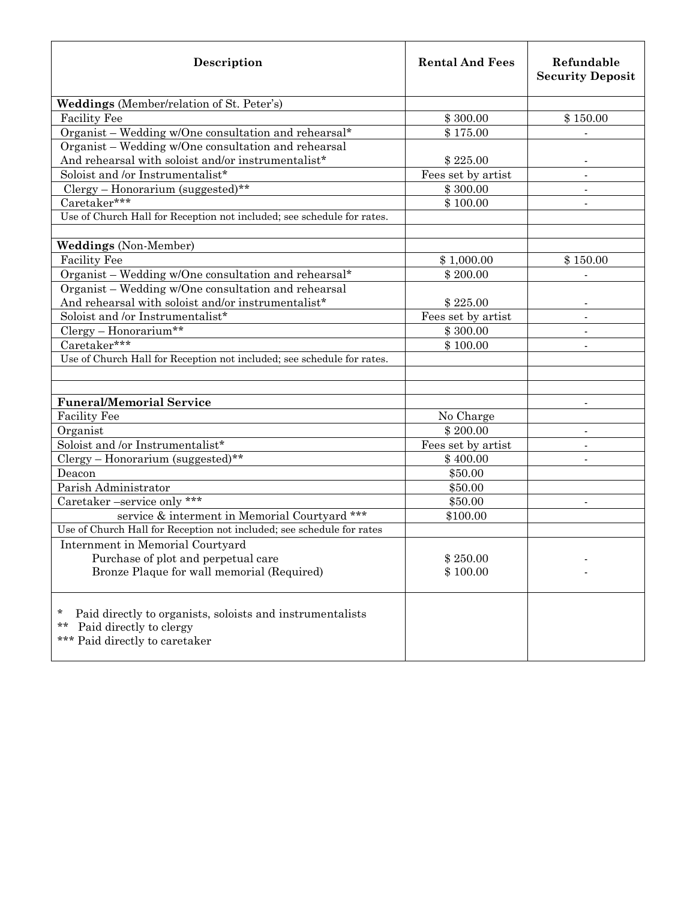| Description | Rental And Fees | Refundable Security Deposit |
| --- | --- | --- |
| **Weddings** (Member/relation of St. Peter's) | | |
| Facility Fee | $ 300.00 | $ 150.00 |
| Organist – Wedding w/One consultation and rehearsal* | $ 175.00 | - |
| Organist – Wedding w/One consultation and rehearsal And rehearsal with soloist and/or instrumentalist* | $ 225.00 | - |
| Soloist and /or Instrumentalist* | Fees set by artist | - |
| Clergy – Honorarium (suggested)** | $ 300.00 | - |
| Caretaker*** | $ 100.00 | - |
| Use of Church Hall for Reception not included; see schedule for rates. | | |
| | | |
| **Weddings** (Non-Member) | | |
| Facility Fee | $ 1,000.00 | $ 150.00 |
| Organist – Wedding w/One consultation and rehearsal* | $ 200.00 | - |
| Organist – Wedding w/One consultation and rehearsal And rehearsal with soloist and/or instrumentalist* | $ 225.00 | - |
| Soloist and /or Instrumentalist* | Fees set by artist | - |
| Clergy – Honorarium** | $ 300.00 | - |
| Caretaker*** | $ 100.00 | - |
| Use of Church Hall for Reception not included; see schedule for rates. | | |
| | | |
| | | |
| **Funeral/Memorial Service** | | - |
| Facility Fee | No Charge | |
| Organist | $ 200.00 | - |
| Soloist and /or Instrumentalist* | Fees set by artist | - |
| Clergy – Honorarium (suggested)** | $ 400.00 | - |
| Deacon | $50.00 | |
| Parish Administrator | $50.00 | |
| Caretaker –service only *** | $50.00 | - |
| service & interment in Memorial Courtyard *** | $100.00 | |
| Use of Church Hall for Reception not included; see schedule for rates | | |
| Internment in Memorial Courtyard<br>Purchase of plot and perpetual care<br>Bronze Plaque for wall memorial (Required) | <br>$ 250.00<br>$ 100.00 | <br>-<br>- |
| * Paid directly to organists, soloists and instrumentalists<br>** Paid directly to clergy<br>*** Paid directly to caretaker | | |